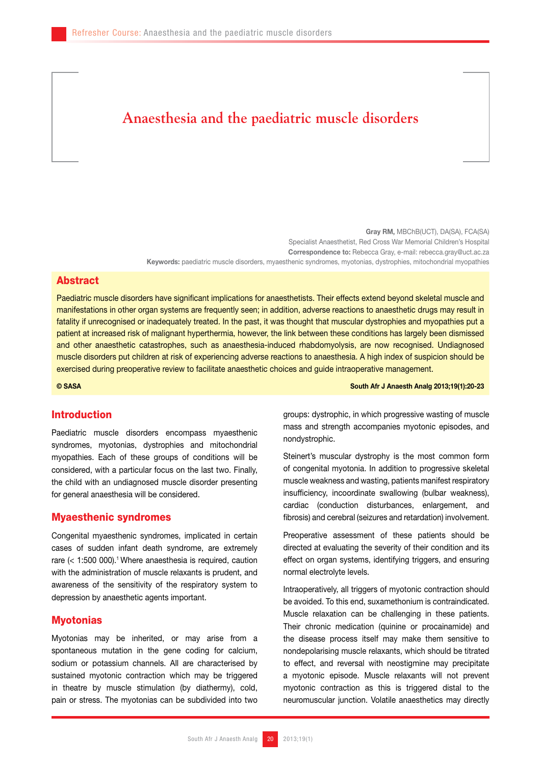# Anaesthesia and the paediatric muscle disorders

**Gray RM,** MBChB(UCT), DA(SA), FCA(SA)
Specialist Anaesthetist, Red Cross War Memorial Children's Hospital
**Correspondence to:** Rebecca Gray, e-mail: rebecca.gray@uct.ac.za
**Keywords:** paediatric muscle disorders, myaesthenic syndromes, myotonias, dystrophies, mitochondrial myopathies

## Abstract

Paediatric muscle disorders have significant implications for anaesthetists. Their effects extend beyond skeletal muscle and manifestations in other organ systems are frequently seen; in addition, adverse reactions to anaesthetic drugs may result in fatality if unrecognised or inadequately treated. In the past, it was thought that muscular dystrophies and myopathies put a patient at increased risk of malignant hyperthermia, however, the link between these conditions has largely been dismissed and other anaesthetic catastrophes, such as anaesthesia-induced rhabdomyolysis, are now recognised. Undiagnosed muscle disorders put children at risk of experiencing adverse reactions to anaesthesia. A high index of suspicion should be exercised during preoperative review to facilitate anaesthetic choices and guide intraoperative management.

**© SASA** **South Afr J Anaesth Analg 2013;19(1):20-23**

## Introduction

Paediatric muscle disorders encompass myaesthenic syndromes, myotonias, dystrophies and mitochondrial myopathies. Each of these groups of conditions will be considered, with a particular focus on the last two. Finally, the child with an undiagnosed muscle disorder presenting for general anaesthesia will be considered.

## Myaesthenic syndromes

Congenital myaesthenic syndromes, implicated in certain cases of sudden infant death syndrome, are extremely rare (< 1:500 000).[1] Where anaesthesia is required, caution with the administration of muscle relaxants is prudent, and awareness of the sensitivity of the respiratory system to depression by anaesthetic agents important.

## Myotonias

Myotonias may be inherited, or may arise from a spontaneous mutation in the gene coding for calcium, sodium or potassium channels. All are characterised by sustained myotonic contraction which may be triggered in theatre by muscle stimulation (by diathermy), cold, pain or stress. The myotonias can be subdivided into two groups: dystrophic, in which progressive wasting of muscle mass and strength accompanies myotonic episodes, and nondystrophic.

Steinert's muscular dystrophy is the most common form of congenital myotonia. In addition to progressive skeletal muscle weakness and wasting, patients manifest respiratory insufficiency, incoordinate swallowing (bulbar weakness), cardiac (conduction disturbances, enlargement, and fibrosis) and cerebral (seizures and retardation) involvement.

Preoperative assessment of these patients should be directed at evaluating the severity of their condition and its effect on organ systems, identifying triggers, and ensuring normal electrolyte levels.

Intraoperatively, all triggers of myotonic contraction should be avoided. To this end, suxamethonium is contraindicated. Muscle relaxation can be challenging in these patients. Their chronic medication (quinine or procainamide) and the disease process itself may make them sensitive to nondepolarising muscle relaxants, which should be titrated to effect, and reversal with neostigmine may precipitate a myotonic episode. Muscle relaxants will not prevent myotonic contraction as this is triggered distal to the neuromuscular junction. Volatile anaesthetics may directly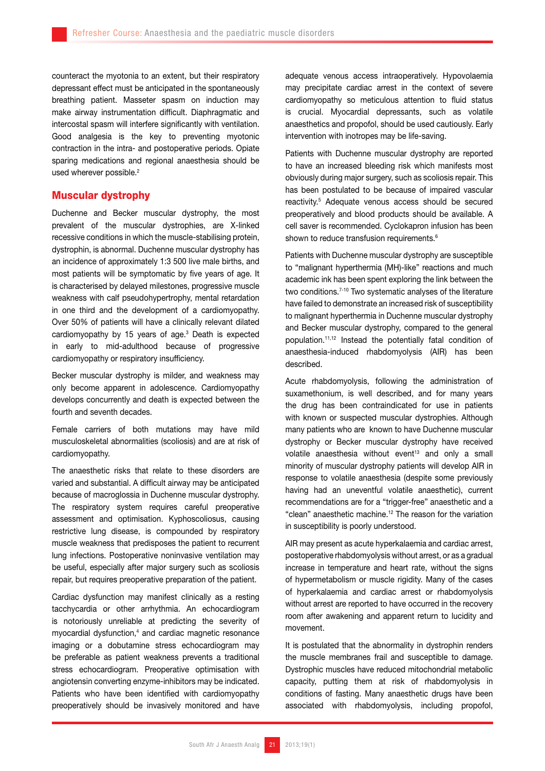counteract the myotonia to an extent, but their respiratory depressant effect must be anticipated in the spontaneously breathing patient. Masseter spasm on induction may make airway instrumentation difficult. Diaphragmatic and intercostal spasm will interfere significantly with ventilation. Good analgesia is the key to preventing myotonic contraction in the intra- and postoperative periods. Opiate sparing medications and regional anaesthesia should be used wherever possible.[2]

## Muscular dystrophy

Duchenne and Becker muscular dystrophy, the most prevalent of the muscular dystrophies, are X-linked recessive conditions in which the muscle-stabilising protein, dystrophin, is abnormal. Duchenne muscular dystrophy has an incidence of approximately 1:3 500 live male births, and most patients will be symptomatic by five years of age. It is characterised by delayed milestones, progressive muscle weakness with calf pseudohypertrophy, mental retardation in one third and the development of a cardiomyopathy. Over 50% of patients will have a clinically relevant dilated cardiomyopathy by 15 years of age.[3] Death is expected in early to mid-adulthood because of progressive cardiomyopathy or respiratory insufficiency.

Becker muscular dystrophy is milder, and weakness may only become apparent in adolescence. Cardiomyopathy develops concurrently and death is expected between the fourth and seventh decades.

Female carriers of both mutations may have mild musculoskeletal abnormalities (scoliosis) and are at risk of cardiomyopathy.

The anaesthetic risks that relate to these disorders are varied and substantial. A difficult airway may be anticipated because of macroglossia in Duchenne muscular dystrophy. The respiratory system requires careful preoperative assessment and optimisation. Kyphoscoliosus, causing restrictive lung disease, is compounded by respiratory muscle weakness that predisposes the patient to recurrent lung infections. Postoperative noninvasive ventilation may be useful, especially after major surgery such as scoliosis repair, but requires preoperative preparation of the patient.

Cardiac dysfunction may manifest clinically as a resting tacchycardia or other arrhythmia. An echocardiogram is notoriously unreliable at predicting the severity of myocardial dysfunction,[4] and cardiac magnetic resonance imaging or a dobutamine stress echocardiogram may be preferable as patient weakness prevents a traditional stress echocardiogram. Preoperative optimisation with angiotensin converting enzyme-inhibitors may be indicated. Patients who have been identified with cardiomyopathy preoperatively should be invasively monitored and have adequate venous access intraoperatively. Hypovolaemia may precipitate cardiac arrest in the context of severe cardiomyopathy so meticulous attention to fluid status is crucial. Myocardial depressants, such as volatile anaesthetics and propofol, should be used cautiously. Early intervention with inotropes may be life-saving.

Patients with Duchenne muscular dystrophy are reported to have an increased bleeding risk which manifests most obviously during major surgery, such as scoliosis repair. This has been postulated to be because of impaired vascular reactivity.[5] Adequate venous access should be secured preoperatively and blood products should be available. A cell saver is recommended. Cyclokapron infusion has been shown to reduce transfusion requirements.[6]

Patients with Duchenne muscular dystrophy are susceptible to "malignant hyperthermia (MH)-like" reactions and much academic ink has been spent exploring the link between the two conditions.[7-10] Two systematic analyses of the literature have failed to demonstrate an increased risk of susceptibility to malignant hyperthermia in Duchenne muscular dystrophy and Becker muscular dystrophy, compared to the general population.[11,12] Instead the potentially fatal condition of anaesthesia-induced rhabdomyolysis (AIR) has been described.

Acute rhabdomyolysis, following the administration of suxamethonium, is well described, and for many years the drug has been contraindicated for use in patients with known or suspected muscular dystrophies. Although many patients who are known to have Duchenne muscular dystrophy or Becker muscular dystrophy have received volatile anaesthesia without event[13] and only a small minority of muscular dystrophy patients will develop AIR in response to volatile anaesthesia (despite some previously having had an uneventful volatile anaesthetic), current recommendations are for a "trigger-free" anaesthetic and a "clean" anaesthetic machine.[12] The reason for the variation in susceptibility is poorly understood.

AIR may present as acute hyperkalaemia and cardiac arrest, postoperative rhabdomyolysis without arrest, or as a gradual increase in temperature and heart rate, without the signs of hypermetabolism or muscle rigidity. Many of the cases of hyperkalaemia and cardiac arrest or rhabdomyolysis without arrest are reported to have occurred in the recovery room after awakening and apparent return to lucidity and movement.

It is postulated that the abnormality in dystrophin renders the muscle membranes frail and susceptible to damage. Dystrophic muscles have reduced mitochondrial metabolic capacity, putting them at risk of rhabdomyolysis in conditions of fasting. Many anaesthetic drugs have been associated with rhabdomyolysis, including propofol,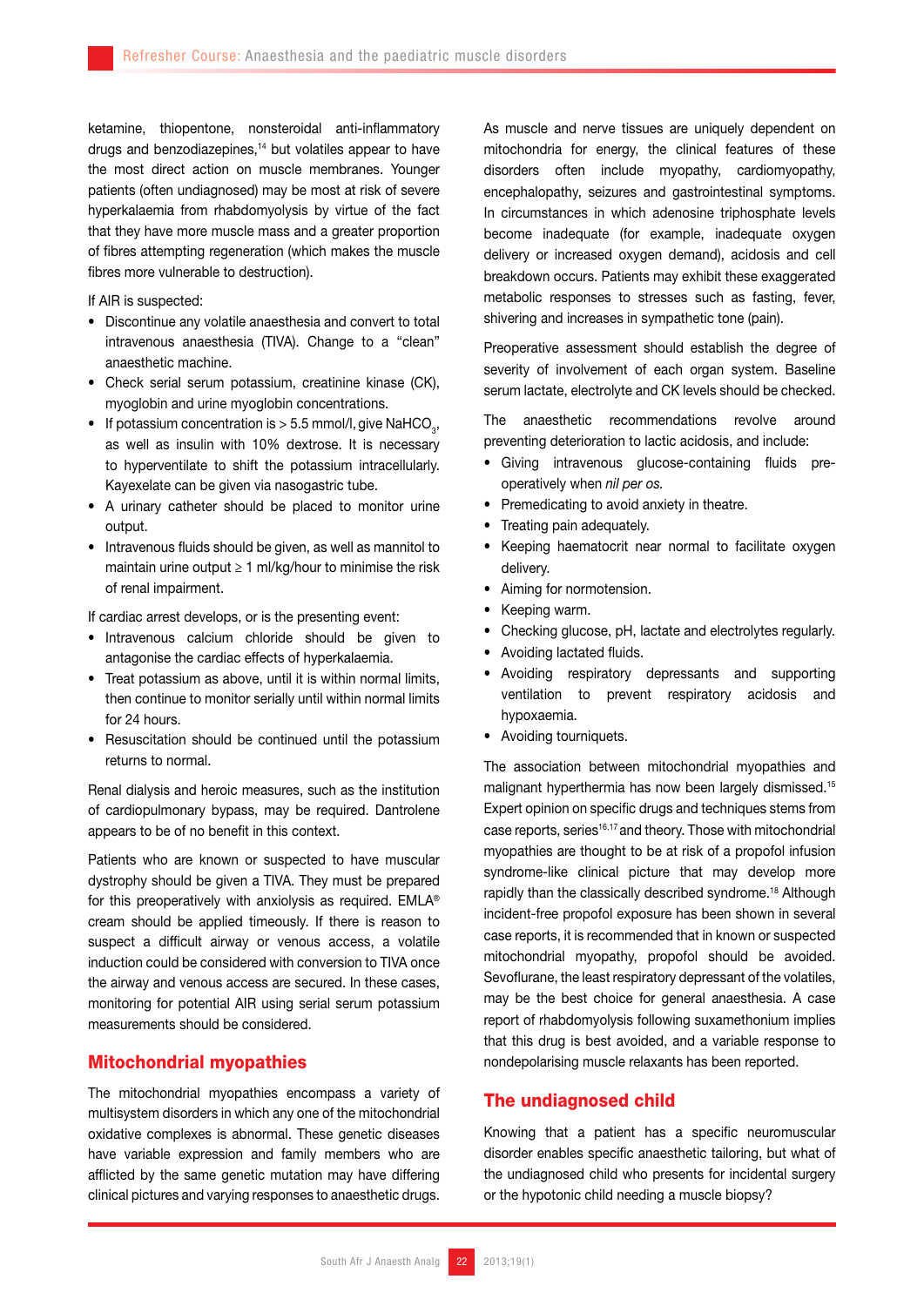ketamine, thiopentone, nonsteroidal anti-inflammatory drugs and benzodiazepines,[14] but volatiles appear to have the most direct action on muscle membranes. Younger patients (often undiagnosed) may be most at risk of severe hyperkalaemia from rhabdomyolysis by virtue of the fact that they have more muscle mass and a greater proportion of fibres attempting regeneration (which makes the muscle fibres more vulnerable to destruction).

If AIR is suspected:

- Discontinue any volatile anaesthesia and convert to total intravenous anaesthesia (TIVA). Change to a "clean" anaesthetic machine.
- Check serial serum potassium, creatinine kinase (CK), myoglobin and urine myoglobin concentrations.
- If potassium concentration is > 5.5 mmol/l, give $NaHCO_3$, as well as insulin with 10% dextrose. It is necessary to hyperventilate to shift the potassium intracellularly. Kayexelate can be given via nasogastric tube.
- A urinary catheter should be placed to monitor urine output.
- Intravenous fluids should be given, as well as mannitol to maintain urine output ≥ 1 ml/kg/hour to minimise the risk of renal impairment.

If cardiac arrest develops, or is the presenting event:

- Intravenous calcium chloride should be given to antagonise the cardiac effects of hyperkalaemia.
- Treat potassium as above, until it is within normal limits, then continue to monitor serially until within normal limits for 24 hours.
- Resuscitation should be continued until the potassium returns to normal.

Renal dialysis and heroic measures, such as the institution of cardiopulmonary bypass, may be required. Dantrolene appears to be of no benefit in this context.

Patients who are known or suspected to have muscular dystrophy should be given a TIVA. They must be prepared for this preoperatively with anxiolysis as required. EMLA® cream should be applied timeously. If there is reason to suspect a difficult airway or venous access, a volatile induction could be considered with conversion to TIVA once the airway and venous access are secured. In these cases, monitoring for potential AIR using serial serum potassium measurements should be considered.

## Mitochondrial myopathies

The mitochondrial myopathies encompass a variety of multisystem disorders in which any one of the mitochondrial oxidative complexes is abnormal. These genetic diseases have variable expression and family members who are afflicted by the same genetic mutation may have differing clinical pictures and varying responses to anaesthetic drugs.

As muscle and nerve tissues are uniquely dependent on mitochondria for energy, the clinical features of these disorders often include myopathy, cardiomyopathy, encephalopathy, seizures and gastrointestinal symptoms. In circumstances in which adenosine triphosphate levels become inadequate (for example, inadequate oxygen delivery or increased oxygen demand), acidosis and cell breakdown occurs. Patients may exhibit these exaggerated metabolic responses to stresses such as fasting, fever, shivering and increases in sympathetic tone (pain).

Preoperative assessment should establish the degree of severity of involvement of each organ system. Baseline serum lactate, electrolyte and CK levels should be checked.

The anaesthetic recommendations revolve around preventing deterioration to lactic acidosis, and include:

- Giving intravenous glucose-containing fluids pre-operatively when *nil per os*.
- Premedicating to avoid anxiety in theatre.
- Treating pain adequately.
- Keeping haematocrit near normal to facilitate oxygen delivery.
- Aiming for normotension.
- Keeping warm.
- Checking glucose, pH, lactate and electrolytes regularly.
- Avoiding lactated fluids.
- Avoiding respiratory depressants and supporting ventilation to prevent respiratory acidosis and hypoxaemia.
- Avoiding tourniquets.

The association between mitochondrial myopathies and malignant hyperthermia has now been largely dismissed.[15] Expert opinion on specific drugs and techniques stems from case reports, series[16,17] and theory. Those with mitochondrial myopathies are thought to be at risk of a propofol infusion syndrome-like clinical picture that may develop more rapidly than the classically described syndrome.[18] Although incident-free propofol exposure has been shown in several case reports, it is recommended that in known or suspected mitochondrial myopathy, propofol should be avoided. Sevoflurane, the least respiratory depressant of the volatiles, may be the best choice for general anaesthesia. A case report of rhabdomyolysis following suxamethonium implies that this drug is best avoided, and a variable response to nondepolarising muscle relaxants has been reported.

## The undiagnosed child

Knowing that a patient has a specific neuromuscular disorder enables specific anaesthetic tailoring, but what of the undiagnosed child who presents for incidental surgery or the hypotonic child needing a muscle biopsy?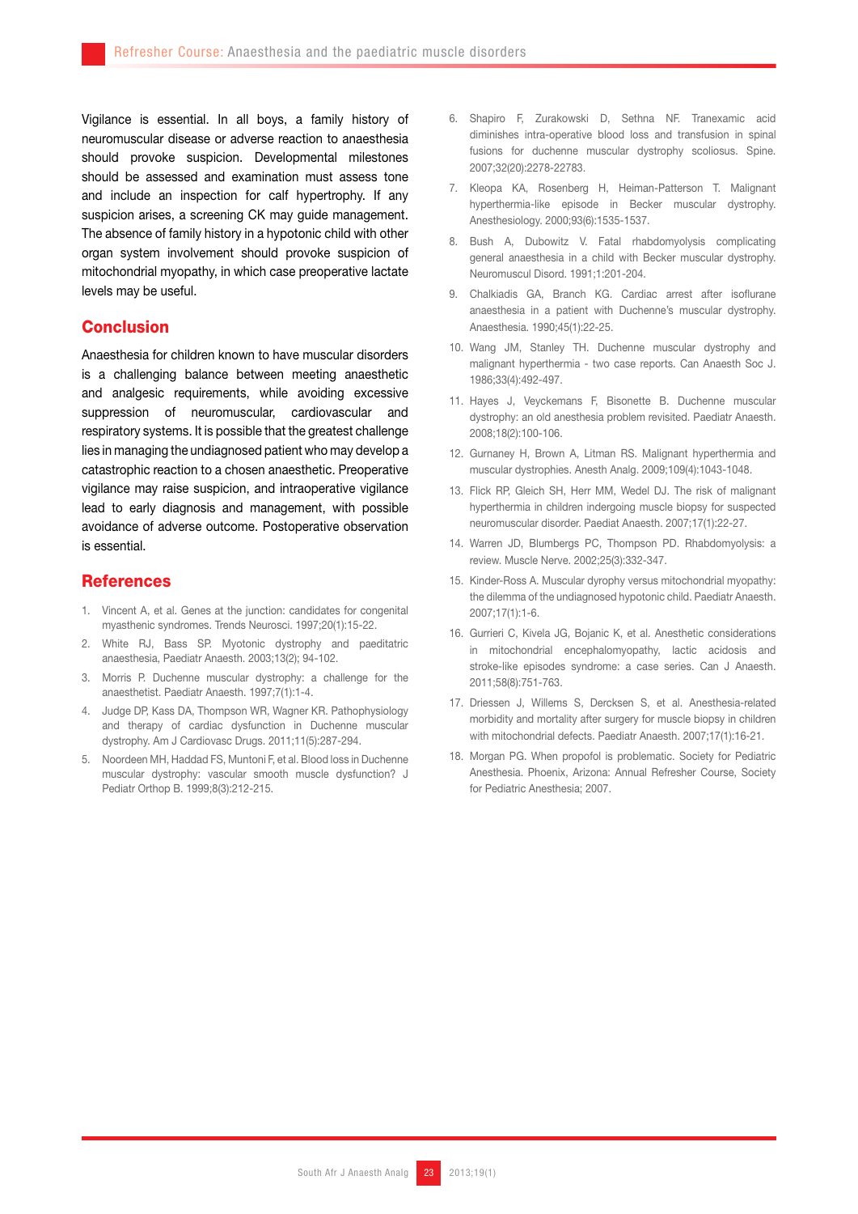Vigilance is essential. In all boys, a family history of neuromuscular disease or adverse reaction to anaesthesia should provoke suspicion. Developmental milestones should be assessed and examination must assess tone and include an inspection for calf hypertrophy. If any suspicion arises, a screening CK may guide management. The absence of family history in a hypotonic child with other organ system involvement should provoke suspicion of mitochondrial myopathy, in which case preoperative lactate levels may be useful.

## Conclusion

Anaesthesia for children known to have muscular disorders is a challenging balance between meeting anaesthetic and analgesic requirements, while avoiding excessive suppression of neuromuscular, cardiovascular and respiratory systems. It is possible that the greatest challenge lies in managing the undiagnosed patient who may develop a catastrophic reaction to a chosen anaesthetic. Preoperative vigilance may raise suspicion, and intraoperative vigilance lead to early diagnosis and management, with possible avoidance of adverse outcome. Postoperative observation is essential.

## References

1. Vincent A, et al. Genes at the junction: candidates for congenital myasthenic syndromes. Trends Neurosci. 1997;20(1):15-22.
2. White RJ, Bass SP. Myotonic dystrophy and paeditatric anaesthesia, Paediatr Anaesth. 2003;13(2); 94-102.
3. Morris P. Duchenne muscular dystrophy: a challenge for the anaesthetist. Paediatr Anaesth. 1997;7(1):1-4.
4. Judge DP, Kass DA, Thompson WR, Wagner KR. Pathophysiology and therapy of cardiac dysfunction in Duchenne muscular dystrophy. Am J Cardiovasc Drugs. 2011;11(5):287-294.
5. Noordeen MH, Haddad FS, Muntoni F, et al. Blood loss in Duchenne muscular dystrophy: vascular smooth muscle dysfunction? J Pediatr Orthop B. 1999;8(3):212-215.
6. Shapiro F, Zurakowski D, Sethna NF. Tranexamic acid diminishes intra-operative blood loss and transfusion in spinal fusions for duchenne muscular dystrophy scoliosus. Spine. 2007;32(20):2278-22783.
7. Kleopa KA, Rosenberg H, Heiman-Patterson T. Malignant hyperthermia-like episode in Becker muscular dystrophy. Anesthesiology. 2000;93(6):1535-1537.
8. Bush A, Dubowitz V. Fatal rhabdomyolysis complicating general anaesthesia in a child with Becker muscular dystrophy. Neuromuscul Disord. 1991;1:201-204.
9. Chalkiadis GA, Branch KG. Cardiac arrest after isoflurane anaesthesia in a patient with Duchenne's muscular dystrophy. Anaesthesia. 1990;45(1):22-25.
10. Wang JM, Stanley TH. Duchenne muscular dystrophy and malignant hyperthermia - two case reports. Can Anaesth Soc J. 1986;33(4):492-497.
11. Hayes J, Veyckemans F, Bisonette B. Duchenne muscular dystrophy: an old anesthesia problem revisited. Paediatr Anaesth. 2008;18(2):100-106.
12. Gurnaney H, Brown A, Litman RS. Malignant hyperthermia and muscular dystrophies. Anesth Analg. 2009;109(4):1043-1048.
13. Flick RP, Gleich SH, Herr MM, Wedel DJ. The risk of malignant hyperthermia in children indergoing muscle biopsy for suspected neuromuscular disorder. Paediat Anaesth. 2007;17(1):22-27.
14. Warren JD, Blumbergs PC, Thompson PD. Rhabdomyolysis: a review. Muscle Nerve. 2002;25(3):332-347.
15. Kinder-Ross A. Muscular dyrophy versus mitochondrial myopathy: the dilemma of the undiagnosed hypotonic child. Paediatr Anaesth. 2007;17(1):1-6.
16. Gurrieri C, Kivela JG, Bojanic K, et al. Anesthetic considerations in mitochondrial encephalomyopathy, lactic acidosis and stroke-like episodes syndrome: a case series. Can J Anaesth. 2011;58(8):751-763.
17. Driessen J, Willems S, Dercksen S, et al. Anesthesia-related morbidity and mortality after surgery for muscle biopsy in children with mitochondrial defects. Paediatr Anaesth. 2007;17(1):16-21.
18. Morgan PG. When propofol is problematic. Society for Pediatric Anesthesia. Phoenix, Arizona: Annual Refresher Course, Society for Pediatric Anesthesia; 2007.